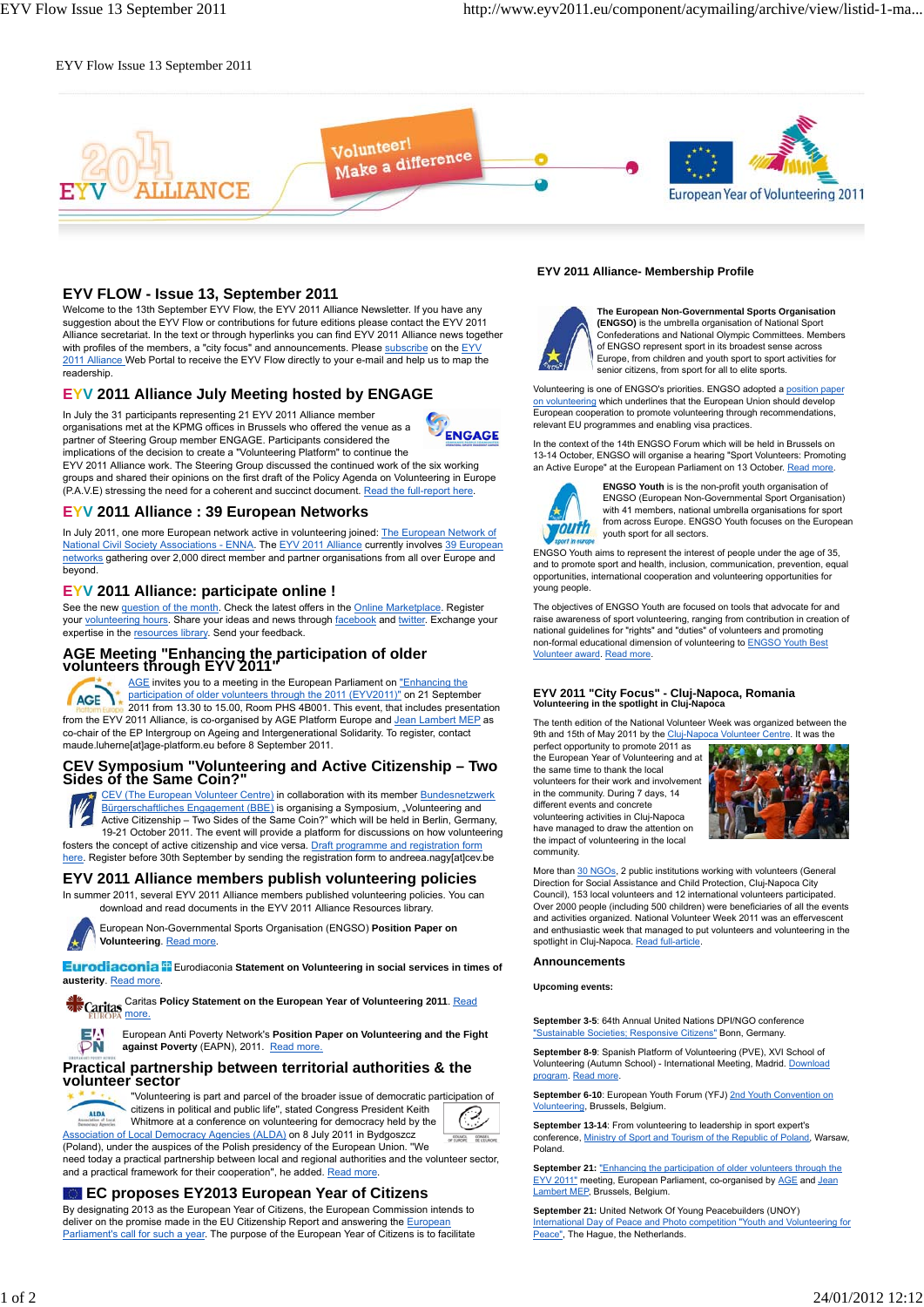EYV Flow Issue 13 September 2011

# EYV FLOW - Issue 13, September 2011

Welcome to the 13th September EYV Flow, the EYV 2011 Alliance Newsletter. If you have any suggestion about the EYV Flow or contributions for future editions please contact the EYV 2011 Alliance secretariat. In the text or through hyperlinks you can find EYV 2011 Alliance news together with profiles of the members, a "city focus" and announcements. Please subscribe on the EYV 2011 Alliance Web Portal to receive the EYV Flow directly to your e-mail and help us to map the readership.

## EYV 2011 Alliance July Meeting hosted by ENGAGE

In July the 31 participants representing 21 EYV 2011 Alliance member organisations met at the KPMG offices in Brussels who offered the venue as a partner of Steering Group member ENGAGE. Participants considered the implications of the decision to create a "Volunteering Platform" to continue the EYV 2011 Alliance work. The Steering Group discussed the continued work of the six working groups and shared their opinions on the first draft of the Policy Agenda on Volunteering in Europe (P.A.V.E) stressing the need for a coherent and succinct document. Read the full-report here.

## EYV 2011 Alliance : 39 European Networks

In July 2011, one more European network active in volunteering joined: The European Network of National Civil Society Associations - ENNA. The EYV 2011 Alliance currently involves 39 European networks gathering over 2,000 direct member and partner organisations from all over Europe and beyond.

## EYV 2011 Alliance: participate online !

See the new question of the month. Check the latest offers in the Online Marketplace. Register your volunteering hours. Share your ideas and news through facebook and twitter. Exchange your expertise in the resources library. Send your feedback.

## AGE Meeting "Enhancing the participation of older volunteers through EYV 2011"

AGE invites you to a meeting in the European Parliament on "Enhancing the participation of older volunteers through the 2011 (EYV2011)" on 21 September 2011 from 13.30 to 15.00, Room PHS 4B001. This event, that includes presentation from the EYV 2011 Alliance, is co-organised by AGE Platform Europe and Jean Lambert MEP as co-chair of the EP Intergroup on Ageing and Intergenerational Solidarity. To register, contact maude.luherne[at]age-platform.eu before 8 September 2011.

## CEV Symposium "Volunteering and Active Citizenship – Two Sides of the Same Coin?"

CEV (The European Volunteer Centre) in collaboration with its member Bundesnetzwerk Bürgerschaftliches Engagement (BBE) is organising a Symposium, „Volunteering and Active Citizenship – Two Sides of the Same Coin?" which will be held in Berlin, Germany, 19-21 October 2011. The event will provide a platform for discussions on how volunteering fosters the concept of active citizenship and vice versa. Draft programme and registration form here. Register before 30th September by sending the registration form to andreea.nagy[at]cev.be

## EYV 2011 Alliance members publish volunteering policies

In summer 2011, several EYV 2011 Alliance members published volunteering policies. You can download and read documents in the EYV 2011 Alliance Resources library.

European Non-Governmental Sports Organisation (ENGSO) **Position Paper on Volunteering.** Read more.

Eurodiaconia **Statement on Volunteering in social services in times of austerity.** Read more.

Caritas **Policy Statement on the European Year of Volunteering 2011.** Read more.

European Anti Poverty Network's **Position Paper on Volunteering and the Fight against Poverty** (EAPN), 2011. Read more.

## Practical partnership between territorial authorities & the volunteer sector

"Volunteering is part and parcel of the broader issue of democratic participation of citizens in political and public life", stated Congress President Keith Whitmore at a conference on volunteering for democracy held by the Association of Local Democracy Agencies (ALDA) on 8 July 2011 in Bydgoszcz (Poland), under the auspices of the Polish presidency of the European Union. "We need today a practical partnership between local and regional authorities and the volunteer sector, and a practical framework for their cooperation", he added. Read more.

## EC proposes EY2013 European Year of Citizens

By designating 2013 as the European Year of Citizens, the European Commission intends to deliver on the promise made in the EU Citizenship Report and answering the European Parliament's call for such a year. The purpose of the European Year of Citizens is to facilitate

## EYV 2011 Alliance- Membership Profile

**The European Non-Governmental Sports Organisation (ENGSO)** is the umbrella organisation of National Sport Confederations and National Olympic Committees. Members of ENGSO represent sport in its broadest sense across Europe, from children and youth sport to sport activities for senior citizens, from sport for all to elite sports.

Volunteering is one of ENGSO's priorities. ENGSO adopted a position paper on volunteering which underlines that the European Union should develop European cooperation to promote volunteering through recommendations, relevant EU programmes and enabling visa practices.

In the context of the 14th ENGSO Forum which will be held in Brussels on 13-14 October, ENGSO will organise a hearing "Sport Volunteers: Promoting an Active Europe" at the European Parliament on 13 October. Read more.

**ENGSO Youth** is is the non-profit youth organisation of ENGSO (European Non-Governmental Sport Organisation) with 41 members, national umbrella organisations for sport from across Europe. ENGSO Youth focuses on the European youth sport for all sectors.

ENGSO Youth aims to represent the interest of people under the age of 35, and to promote sport and health, inclusion, communication, prevention, equal opportunities, international cooperation and volunteering opportunities for young people.

The objectives of ENGSO Youth are focused on tools that advocate for and raise awareness of sport volunteering, ranging from contribution in creation of national guidelines for "rights" and "duties" of volunteers and promoting non-formal educational dimension of volunteering to ENGSO Youth Best Volunteer award. Read more.

## EYV 2011 "City Focus" - Cluj-Napoca, Romania

**Volunteering in the spotlight in Cluj-Napoca**

The tenth edition of the National Volunteer Week was organized between the 9th and 15th of May 2011 by the Cluj-Napoca Volunteer Centre. It was the perfect opportunity to promote 2011 as the European Year of Volunteering and at the same time to thank the local volunteers for their work and involvement in the community. During 7 days, 14 different events and concrete volunteering activities in Cluj-Napoca have managed to draw the attention on the impact of volunteering in the local community.

More than 30 NGOs, 2 public institutions working with volunteers (General Direction for Social Assistance and Child Protection, Cluj-Napoca City Council), 153 local volunteers and 12 international volunteers participated. Over 2000 people (including 500 children) were beneficiaries of all the events and activities organized. National Volunteer Week 2011 was an effervescent and enthusiastic week that managed to put volunteers and volunteering in the spotlight in Cluj-Napoca. Read full-article.

## Announcements

**Upcoming events:**

**September 3-5**: 64th Annual United Nations DPI/NGO conference "Sustainable Societies; Responsive Citizens" Bonn, Germany.

**September 8-9**: Spanish Platform of Volunteering (PVE), XVI School of Volunteering (Autumn School) - International Meeting, Madrid. Download program. Read more.

**September 6-10**: European Youth Forum (YFJ) 2nd Youth Convention on Volunteering, Brussels, Belgium.

**September 13-14**: From volunteering to leadership in sport expert's conference, Ministry of Sport and Tourism of the Republic of Poland, Warsaw, Poland.

**September 21:** "Enhancing the participation of older volunteers through the EYV 2011" meeting, European Parliament, co-organised by AGE and Jean Lambert MEP, Brussels, Belgium.

**September 21:** United Network Of Young Peacebuilders (UNOY) International Day of Peace and Photo competition "Youth and Volunteering for Peace", The Hague, the Netherlands.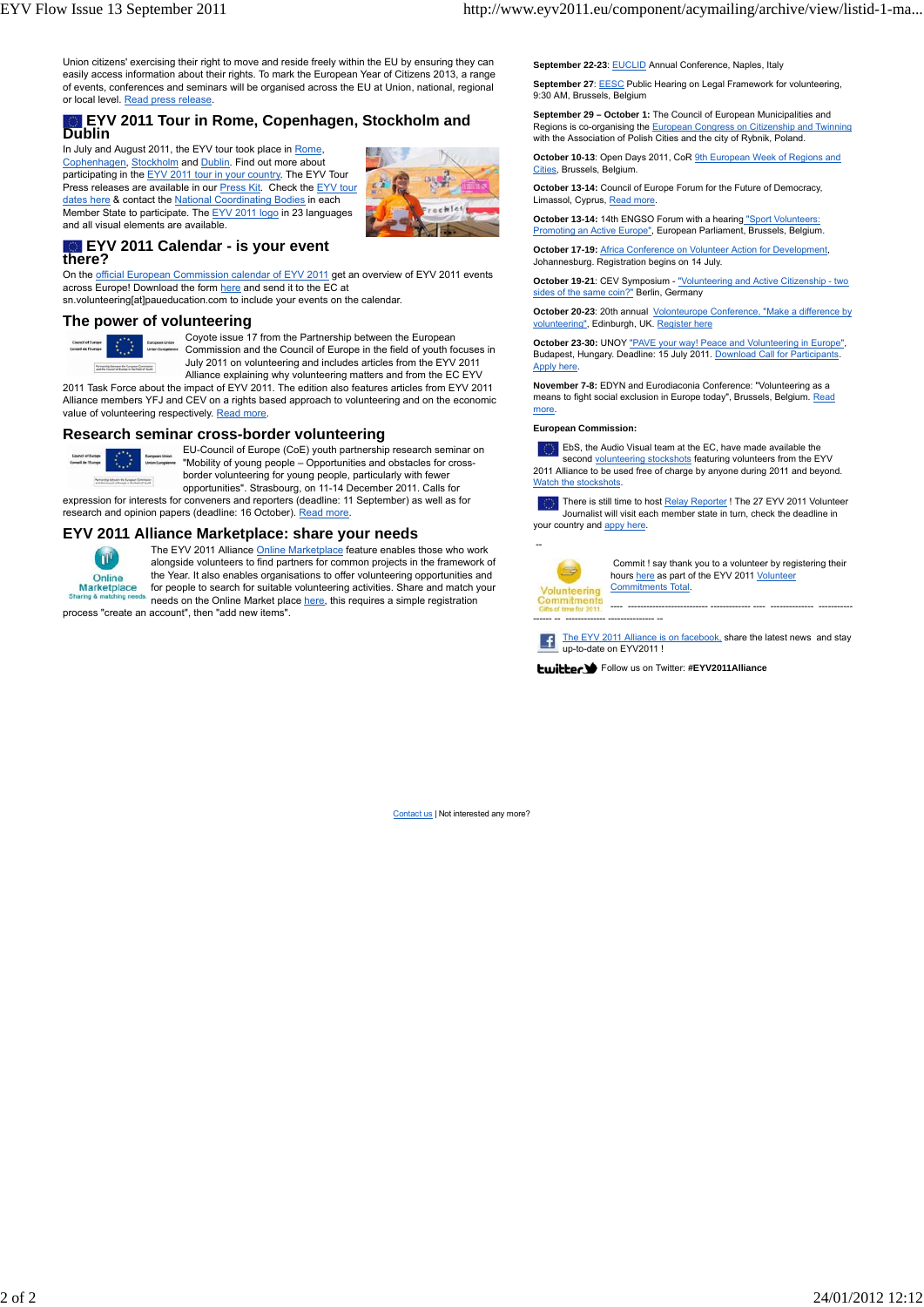Union citizens' exercising their right to move and reside freely within the EU by ensuring they can easily access information about their rights. To mark the European Year of Citizens 2013, a range of events, conferences and seminars will be organised across the EU at Union, national, regional or local level. Read press release.

## EYV 2011 Tour in Rome, Copenhagen, Stockholm and Dublin

In July and August 2011, the EYV tour took place in Rome, Cophenhagen, Stockholm and Dublin. Find out more about participating in the EYV 2011 tour in your country. The EYV Tour Press releases are available in our Press Kit. Check the EYV tour dates here & contact the National Coordinating Bodies in each Member State to participate. The EYV 2011 logo in 23 languages and all visual elements are available.

## EYV 2011 Calendar - is your event there?

On the official European Commission calendar of EYV 2011 get an overview of EYV 2011 events across Europe! Download the form here and send it to the EC at sn.volunteering[at]paueducation.com to include your events on the calendar.

## The power of volunteering

Coyote issue 17 from the Partnership between the European Commission and the Council of Europe in the field of youth focuses in July 2011 on volunteering and includes articles from the EYV 2011 Alliance explaining why volunteering matters and from the EC EYV 2011 Task Force about the impact of EYV 2011. The edition also features articles from EYV 2011 Alliance members YFJ and CEV on a rights based approach to volunteering and on the economic value of volunteering respectively. Read more.

## Research seminar cross-border volunteering

EU-Council of Europe (CoE) youth partnership research seminar on "Mobility of young people – Opportunities and obstacles for cross-border volunteering for young people, particularly with fewer opportunities". Strasbourg, on 11-14 December 2011. Calls for expression for interests for conveners and reporters (deadline: 11 September) as well as for research and opinion papers (deadline: 16 October). Read more.

## EYV 2011 Alliance Marketplace: share your needs

Online Marketplace
Sharing & matching needs

The EYV 2011 Alliance Online Marketplace feature enables those who work alongside volunteers to find partners for common projects in the framework of the Year. It also enables organisations to offer volunteering opportunities and for people to search for suitable volunteering activities. Share and match your needs on the Online Market place here, this requires a simple registration process "create an account", then "add new items".

**September 22-23**: EUCLID Annual Conference, Naples, Italy

**September 27**: EESC Public Hearing on Legal Framework for volunteering, 9:30 AM, Brussels, Belgium

**September 29 – October 1:** The Council of European Municipalities and Regions is co-organising the European Congress on Citizenship and Twinning with the Association of Polish Cities and the city of Rybnik, Poland.

**October 10-13**: Open Days 2011, CoR 9th European Week of Regions and Cities, Brussels, Belgium.

**October 13-14:** Council of Europe Forum for the Future of Democracy, Limassol, Cyprus, Read more.

**October 13-14:** 14th ENGSO Forum with a hearing "Sport Volunteers: Promoting an Active Europe", European Parliament, Brussels, Belgium.

**October 17-19:** Africa Conference on Volunteer Action for Development, Johannesburg. Registration begins on 14 July.

**October 19-21**: CEV Symposium - "Volunteering and Active Citizenship - two sides of the same coin?" Berlin, Germany

**October 20-23**: 20th annual Volonteurope Conference, "Make a difference by volunteering", Edinburgh, UK. Register here

**October 23-30:** UNOY "PAVE your way! Peace and Volunteering in Europe", Budapest, Hungary. Deadline: 15 July 2011. Download Call for Participants. Apply here.

**November 7-8:** EDYN and Eurodiaconia Conference: "Volunteering as a means to fight social exclusion in Europe today", Brussels, Belgium. Read more.

**European Commission:**

EbS, the Audio Visual team at the EC, have made available the second volunteering stockshots featuring volunteers from the EYV 2011 Alliance to be used free of charge by anyone during 2011 and beyond. Watch the stockshots.

There is still time to host Relay Reporter ! The 27 EYV 2011 Volunteer Journalist will visit each member state in turn, check the deadline in your country and apply here.

--

Volunteering Commitments
Gifts of time for 2011

Commit ! say thank you to a volunteer by registering their hours here as part of the EYV 2011 Volunteer Commitments Total.

---- -------------------------- ------------- ---- -------------- ----------- ------ -- ------------- --------------- --

The EYV 2011 Alliance is on facebook, share the latest news and stay up-to-date on EYV2011 !

Follow us on Twitter: **#EYV2011Alliance**

Contact us | Not interested any more?